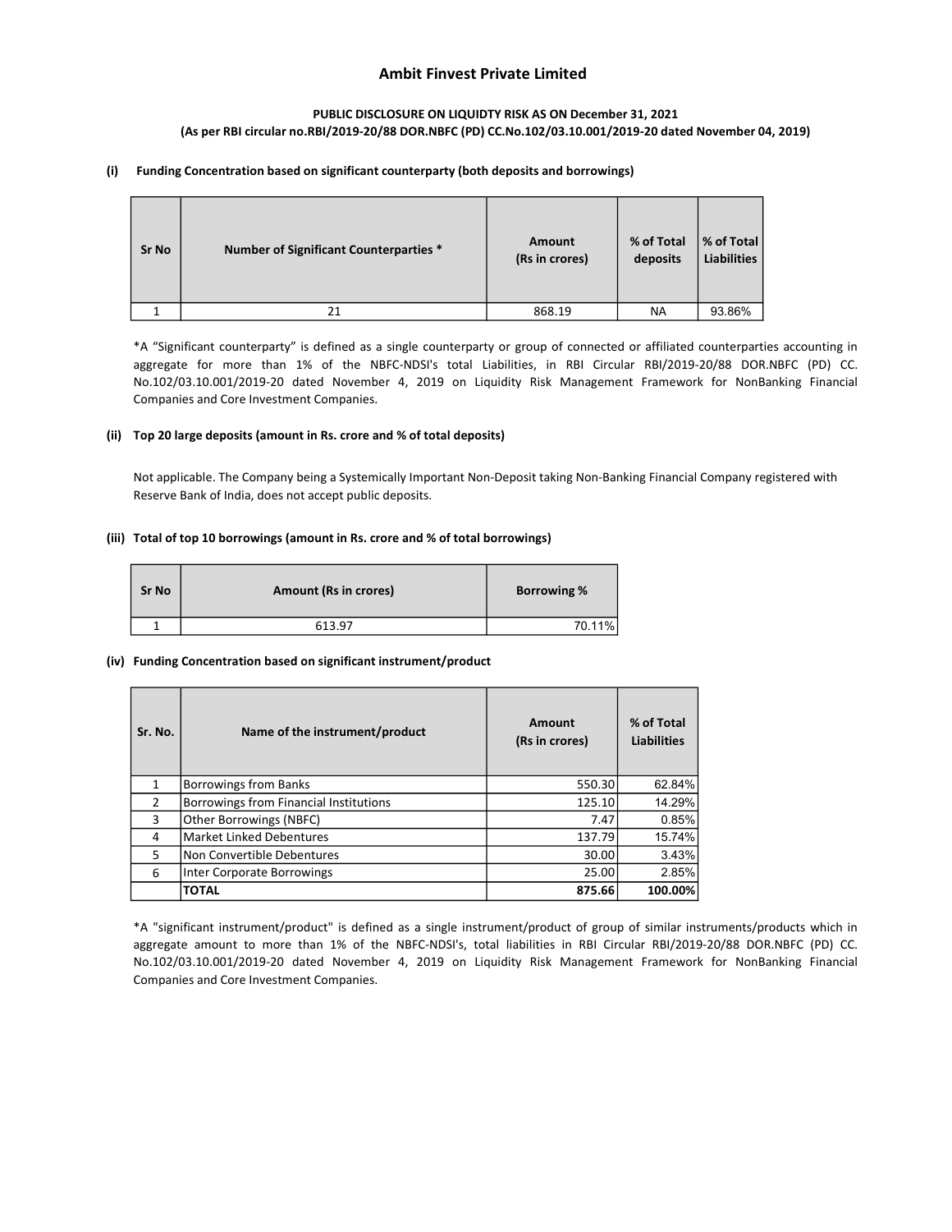# Ambit Finvest Private Limited

**PUBLIC DISCLOSURE ON LIQUIDTY RISK AS ON December 31, 2021**
**(As per RBI circular no.RBI/2019-20/88 DOR.NBFC (PD) CC.No.102/03.10.001/2019-20 dated November 04, 2019)**

**(i) Funding Concentration based on significant counterparty (both deposits and borrowings)**

| Sr No | Number of Significant Counterparties * | Amount (Rs in crores) | % of Total deposits | % of Total Liabilities |
|---|---|---|---|---|
| 1 | 21 | 868.19 | NA | 93.86% |

*A "Significant counterparty" is defined as a single counterparty or group of connected or affiliated counterparties accounting in aggregate for more than 1% of the NBFC-NDSI's total Liabilities, in RBI Circular RBI/2019-20/88 DOR.NBFC (PD) CC. No.102/03.10.001/2019-20 dated November 4, 2019 on Liquidity Risk Management Framework for NonBanking Financial Companies and Core Investment Companies.

**(ii) Top 20 large deposits (amount in Rs. crore and % of total deposits)**

Not applicable. The Company being a Systemically Important Non-Deposit taking Non-Banking Financial Company registered with Reserve Bank of India, does not accept public deposits.

**(iii) Total of top 10 borrowings (amount in Rs. crore and % of total borrowings)**

| Sr No | Amount (Rs in crores) | Borrowing % |
|---|---|---|
| 1 | 613.97 | 70.11% |

**(iv) Funding Concentration based on significant instrument/product**

| Sr. No. | Name of the instrument/product | Amount (Rs in crores) | % of Total Liabilities |
|---|---|---|---|
| 1 | Borrowings from Banks | 550.30 | 62.84% |
| 2 | Borrowings from Financial Institutions | 125.10 | 14.29% |
| 3 | Other Borrowings (NBFC) | 7.47 | 0.85% |
| 4 | Market Linked Debentures | 137.79 | 15.74% |
| 5 | Non Convertible Debentures | 30.00 | 3.43% |
| 6 | Inter Corporate Borrowings | 25.00 | 2.85% |
| | **TOTAL** | **875.66** | **100.00%** |

*A "significant instrument/product" is defined as a single instrument/product of group of similar instruments/products which in aggregate amount to more than 1% of the NBFC-NDSI's, total liabilities in RBI Circular RBI/2019-20/88 DOR.NBFC (PD) CC. No.102/03.10.001/2019-20 dated November 4, 2019 on Liquidity Risk Management Framework for NonBanking Financial Companies and Core Investment Companies.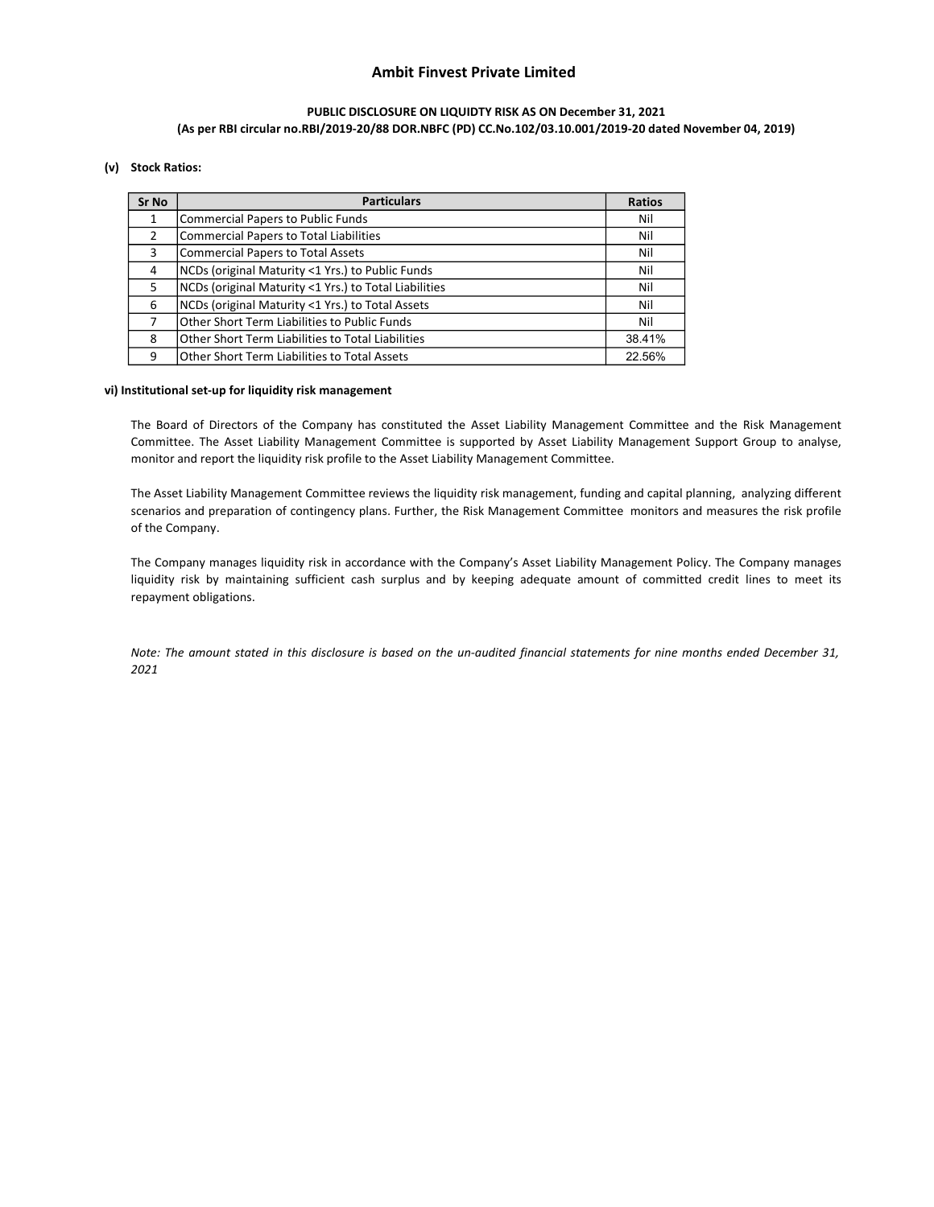# Ambit Finvest Private Limited

**PUBLIC DISCLOSURE ON LIQUIDTY RISK AS ON December 31, 2021**
**(As per RBI circular no.RBI/2019-20/88 DOR.NBFC (PD) CC.No.102/03.10.001/2019-20 dated November 04, 2019)**

**(v) Stock Ratios:**

| Sr No | Particulars | Ratios |
|---|---|---|
| 1 | Commercial Papers to Public Funds | Nil |
| 2 | Commercial Papers to Total Liabilities | Nil |
| 3 | Commercial Papers to Total Assets | Nil |
| 4 | NCDs (original Maturity <1 Yrs.) to Public Funds | Nil |
| 5 | NCDs (original Maturity <1 Yrs.) to Total Liabilities | Nil |
| 6 | NCDs (original Maturity <1 Yrs.) to Total Assets | Nil |
| 7 | Other Short Term Liabilities to Public Funds | Nil |
| 8 | Other Short Term Liabilities to Total Liabilities | 38.41% |
| 9 | Other Short Term Liabilities to Total Assets | 22.56% |

**vi) Institutional set-up for liquidity risk management**

The Board of Directors of the Company has constituted the Asset Liability Management Committee and the Risk Management Committee. The Asset Liability Management Committee is supported by Asset Liability Management Support Group to analyse, monitor and report the liquidity risk profile to the Asset Liability Management Committee.

The Asset Liability Management Committee reviews the liquidity risk management, funding and capital planning, analyzing different scenarios and preparation of contingency plans. Further, the Risk Management Committee monitors and measures the risk profile of the Company.

The Company manages liquidity risk in accordance with the Company's Asset Liability Management Policy. The Company manages liquidity risk by maintaining sufficient cash surplus and by keeping adequate amount of committed credit lines to meet its repayment obligations.

*Note: The amount stated in this disclosure is based on the un-audited financial statements for nine months ended December 31, 2021*